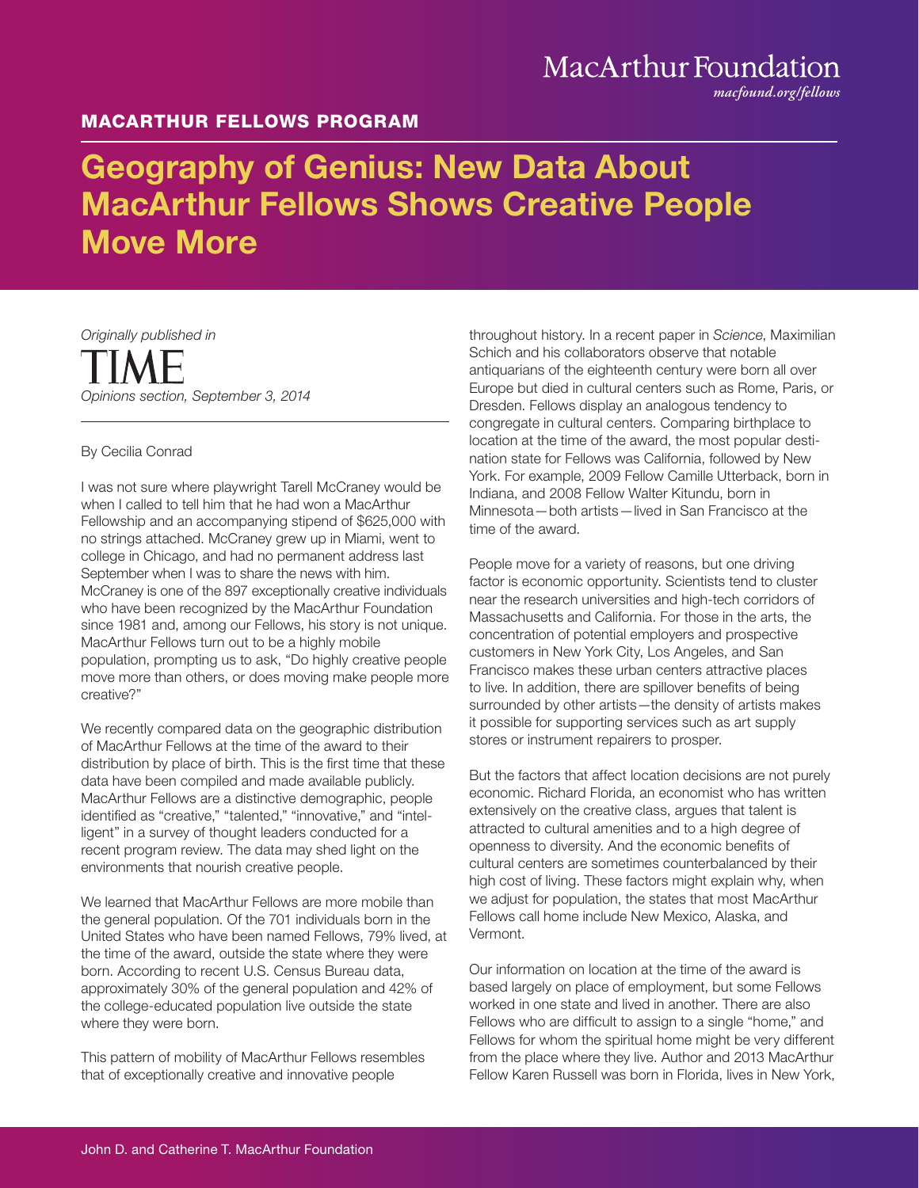MacArthur Foundation
*macfound.org/fellows*

**MACARTHUR FELLOWS PROGRAM**

# Geography of Genius: New Data About MacArthur Fellows Shows Creative People Move More

*Originally published in*
TIME
*Opinions section, September 3, 2014*

By Cecilia Conrad

I was not sure where playwright Tarell McCraney would be when I called to tell him that he had won a MacArthur Fellowship and an accompanying stipend of $625,000 with no strings attached. McCraney grew up in Miami, went to college in Chicago, and had no permanent address last September when I was to share the news with him. McCraney is one of the 897 exceptionally creative individuals who have been recognized by the MacArthur Foundation since 1981 and, among our Fellows, his story is not unique. MacArthur Fellows turn out to be a highly mobile population, prompting us to ask, "Do highly creative people move more than others, or does moving make people more creative?"

We recently compared data on the geographic distribution of MacArthur Fellows at the time of the award to their distribution by place of birth. This is the first time that these data have been compiled and made available publicly. MacArthur Fellows are a distinctive demographic, people identified as "creative," "talented," "innovative," and "intelligent" in a survey of thought leaders conducted for a recent program review. The data may shed light on the environments that nourish creative people.

We learned that MacArthur Fellows are more mobile than the general population. Of the 701 individuals born in the United States who have been named Fellows, 79% lived, at the time of the award, outside the state where they were born. According to recent U.S. Census Bureau data, approximately 30% of the general population and 42% of the college-educated population live outside the state where they were born.

This pattern of mobility of MacArthur Fellows resembles that of exceptionally creative and innovative people throughout history. In a recent paper in *Science*, Maximilian Schich and his collaborators observe that notable antiquarians of the eighteenth century were born all over Europe but died in cultural centers such as Rome, Paris, or Dresden. Fellows display an analogous tendency to congregate in cultural centers. Comparing birthplace to location at the time of the award, the most popular destination state for Fellows was California, followed by New York. For example, 2009 Fellow Camille Utterback, born in Indiana, and 2008 Fellow Walter Kitundu, born in Minnesota—both artists—lived in San Francisco at the time of the award.

People move for a variety of reasons, but one driving factor is economic opportunity. Scientists tend to cluster near the research universities and high-tech corridors of Massachusetts and California. For those in the arts, the concentration of potential employers and prospective customers in New York City, Los Angeles, and San Francisco makes these urban centers attractive places to live. In addition, there are spillover benefits of being surrounded by other artists—the density of artists makes it possible for supporting services such as art supply stores or instrument repairers to prosper.

But the factors that affect location decisions are not purely economic. Richard Florida, an economist who has written extensively on the creative class, argues that talent is attracted to cultural amenities and to a high degree of openness to diversity. And the economic benefits of cultural centers are sometimes counterbalanced by their high cost of living. These factors might explain why, when we adjust for population, the states that most MacArthur Fellows call home include New Mexico, Alaska, and Vermont.

Our information on location at the time of the award is based largely on place of employment, but some Fellows worked in one state and lived in another. There are also Fellows who are difficult to assign to a single "home," and Fellows for whom the spiritual home might be very different from the place where they live. Author and 2013 MacArthur Fellow Karen Russell was born in Florida, lives in New York,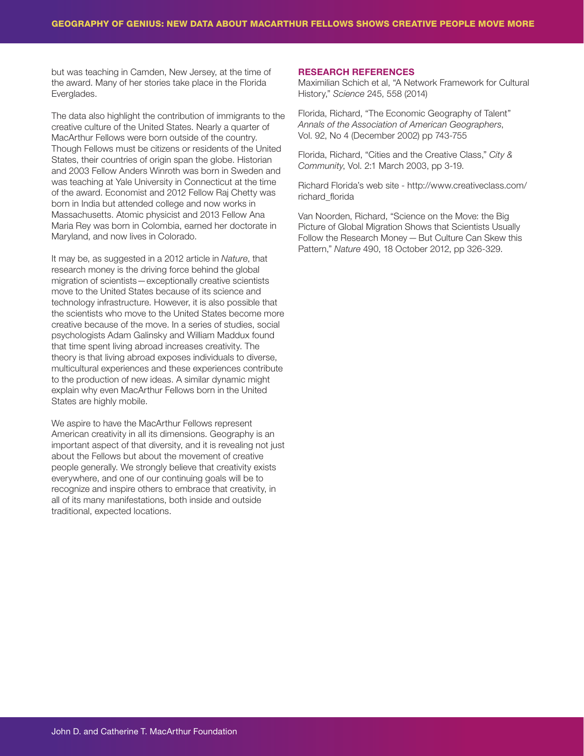but was teaching in Camden, New Jersey, at the time of the award. Many of her stories take place in the Florida Everglades.

The data also highlight the contribution of immigrants to the creative culture of the United States. Nearly a quarter of MacArthur Fellows were born outside of the country. Though Fellows must be citizens or residents of the United States, their countries of origin span the globe. Historian and 2003 Fellow Anders Winroth was born in Sweden and was teaching at Yale University in Connecticut at the time of the award. Economist and 2012 Fellow Raj Chetty was born in India but attended college and now works in Massachusetts. Atomic physicist and 2013 Fellow Ana Maria Rey was born in Colombia, earned her doctorate in Maryland, and now lives in Colorado.

It may be, as suggested in a 2012 article in *Nature*, that research money is the driving force behind the global migration of scientists — exceptionally creative scientists move to the United States because of its science and technology infrastructure. However, it is also possible that the scientists who move to the United States become more creative because of the move. In a series of studies, social psychologists Adam Galinsky and William Maddux found that time spent living abroad increases creativity. The theory is that living abroad exposes individuals to diverse, multicultural experiences and these experiences contribute to the production of new ideas. A similar dynamic might explain why even MacArthur Fellows born in the United States are highly mobile.

We aspire to have the MacArthur Fellows represent American creativity in all its dimensions. Geography is an important aspect of that diversity, and it is revealing not just about the Fellows but about the movement of creative people generally. We strongly believe that creativity exists everywhere, and one of our continuing goals will be to recognize and inspire others to embrace that creativity, in all of its many manifestations, both inside and outside traditional, expected locations.

## RESEARCH REFERENCES

Maximilian Schich et al, "A Network Framework for Cultural History," *Science* 245, 558 (2014)

Florida, Richard, "The Economic Geography of Talent" *Annals of the Association of American Geographers*, Vol. 92, No 4 (December 2002) pp 743-755

Florida, Richard, "Cities and the Creative Class," *City & Community*, Vol. 2:1 March 2003, pp 3-19.

Richard Florida's web site - http://www.creativeclass.com/richard_florida

Van Noorden, Richard, "Science on the Move: the Big Picture of Global Migration Shows that Scientists Usually Follow the Research Money — But Culture Can Skew this Pattern," *Nature* 490, 18 October 2012, pp 326-329.